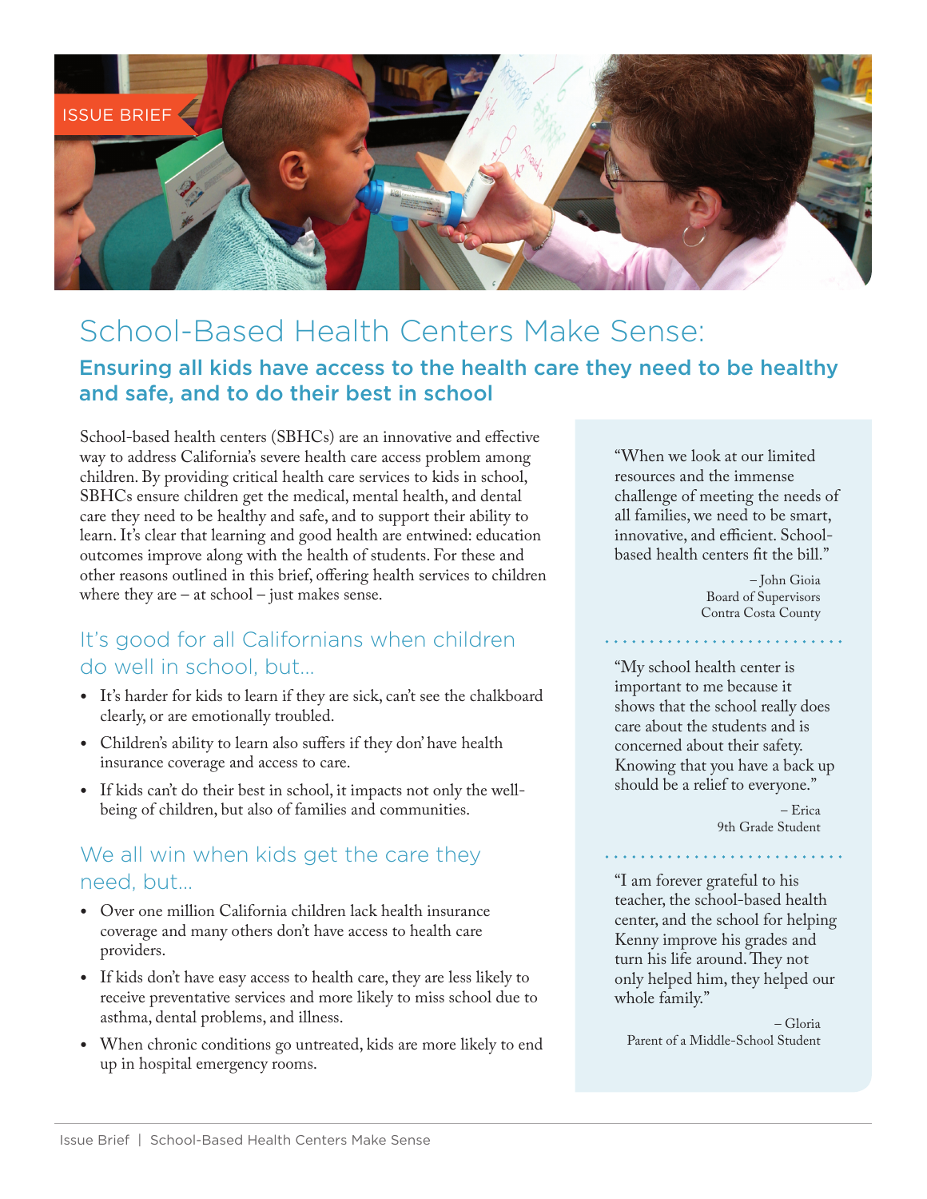ISSUE BRIEF

# School-Based Health Centers Make Sense:

## Ensuring all kids have access to the health care they need to be healthy and safe, and to do their best in school

School-based health centers (SBHCs) are an innovative and effective way to address California's severe health care access problem among children. By providing critical health care services to kids in school, SBHCs ensure children get the medical, mental health, and dental care they need to be healthy and safe, and to support their ability to learn. It's clear that learning and good health are entwined: education outcomes improve along with the health of students. For these and other reasons outlined in this brief, offering health services to children where they are – at school – just makes sense.

### It's good for all Californians when children do well in school, but...

- It's harder for kids to learn if they are sick, can't see the chalkboard clearly, or are emotionally troubled.
- Children's ability to learn also suffers if they don' have health insurance coverage and access to care.
- If kids can't do their best in school, it impacts not only the well-being of children, but also of families and communities.

### We all win when kids get the care they need, but...

- Over one million California children lack health insurance coverage and many others don't have access to health care providers.
- If kids don't have easy access to health care, they are less likely to receive preventative services and more likely to miss school due to asthma, dental problems, and illness.
- When chronic conditions go untreated, kids are more likely to end up in hospital emergency rooms.

> "When we look at our limited resources and the immense challenge of meeting the needs of all families, we need to be smart, innovative, and efficient. School-based health centers fit the bill."
>
> – John Gioia
> Board of Supervisors
> Contra Costa County

> "My school health center is important to me because it shows that the school really does care about the students and is concerned about their safety. Knowing that you have a back up should be a relief to everyone."
>
> – Erica
> 9th Grade Student

> "I am forever grateful to his teacher, the school-based health center, and the school for helping Kenny improve his grades and turn his life around. They not only helped him, they helped our whole family."
>
> – Gloria
> Parent of a Middle-School Student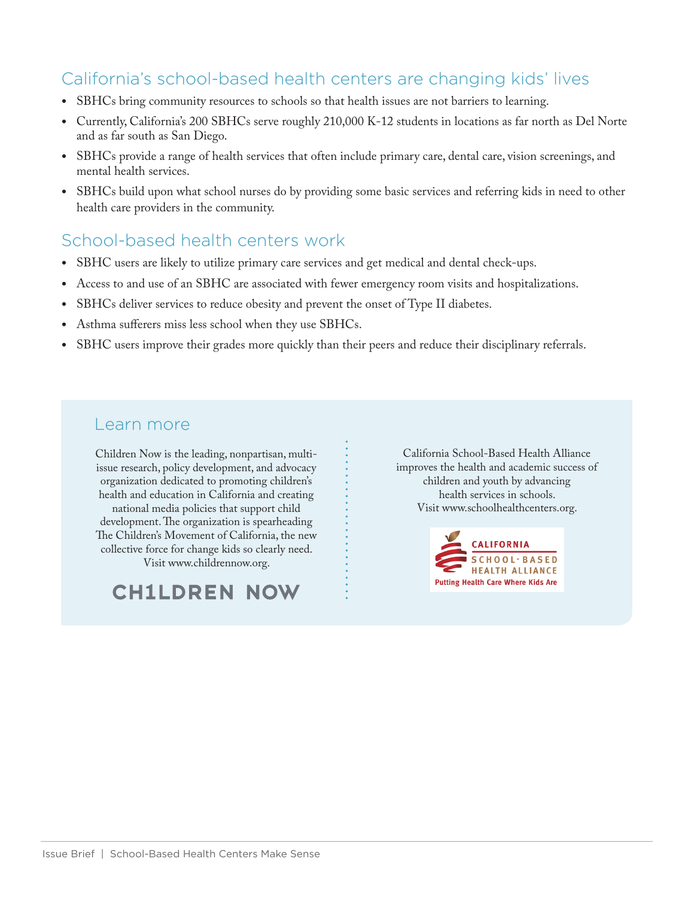## California's school-based health centers are changing kids' lives

- SBHCs bring community resources to schools so that health issues are not barriers to learning.
- Currently, California's 200 SBHCs serve roughly 210,000 K-12 students in locations as far north as Del Norte and as far south as San Diego.
- SBHCs provide a range of health services that often include primary care, dental care, vision screenings, and mental health services.
- SBHCs build upon what school nurses do by providing some basic services and referring kids in need to other health care providers in the community.

## School-based health centers work

- SBHC users are likely to utilize primary care services and get medical and dental check-ups.
- Access to and use of an SBHC are associated with fewer emergency room visits and hospitalizations.
- SBHCs deliver services to reduce obesity and prevent the onset of Type II diabetes.
- Asthma sufferers miss less school when they use SBHCs.
- SBHC users improve their grades more quickly than their peers and reduce their disciplinary referrals.

## Learn more

Children Now is the leading, nonpartisan, multi-issue research, policy development, and advocacy organization dedicated to promoting children's health and education in California and creating national media policies that support child development. The organization is spearheading The Children's Movement of California, the new collective force for change kids so clearly need. Visit www.childrennow.org.

CH1LDREN NOW

California School-Based Health Alliance improves the health and academic success of children and youth by advancing health services in schools. Visit www.schoolhealthcenters.org.

CALIFORNIA SCHOOL-BASED HEALTH ALLIANCE
Putting Health Care Where Kids Are